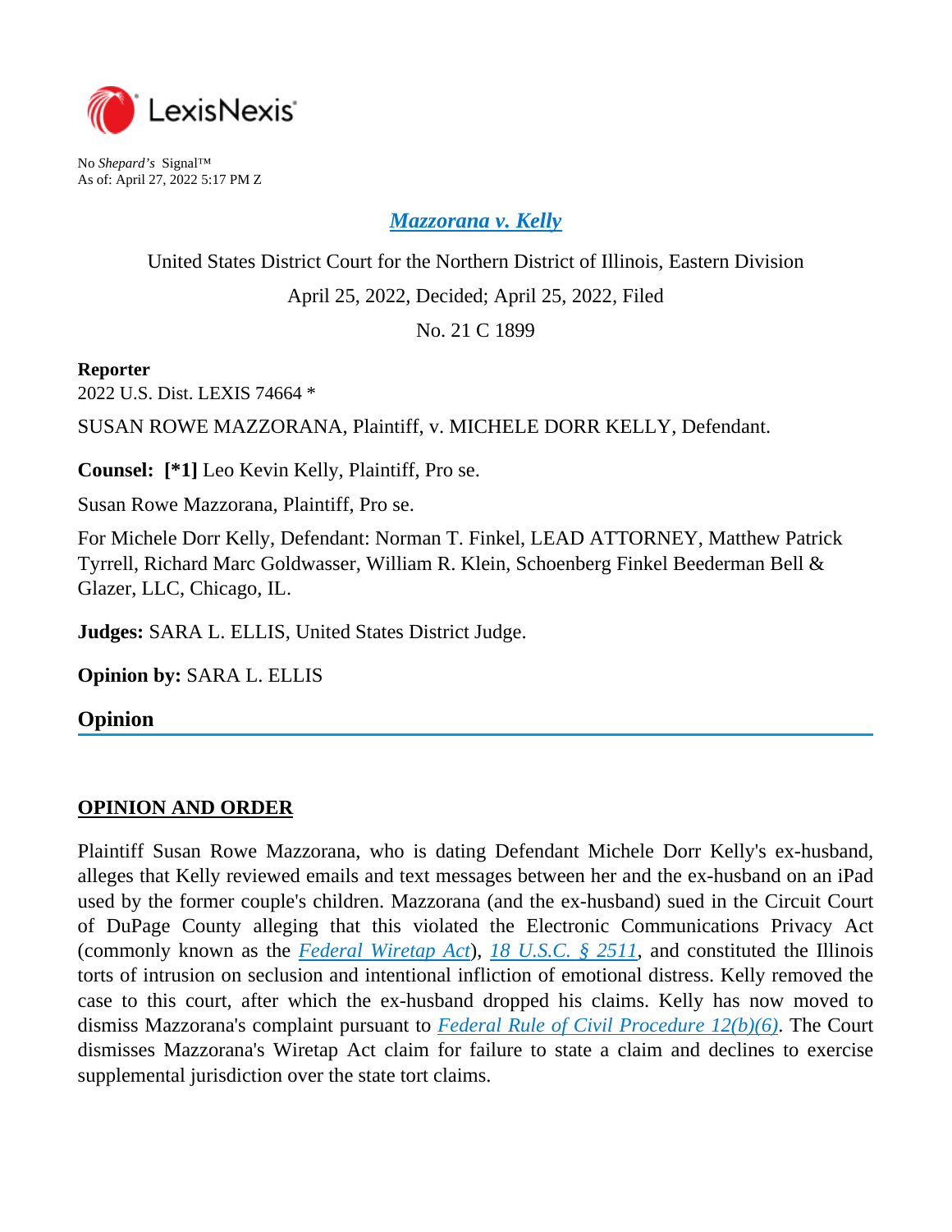No *Shepard's* Signal™
As of: April 27, 2022 5:17 PM Z

# *Mazzorana v. Kelly*

United States District Court for the Northern District of Illinois, Eastern Division

April 25, 2022, Decided; April 25, 2022, Filed

No. 21 C 1899

**Reporter**

2022 U.S. Dist. LEXIS 74664 *

SUSAN ROWE MAZZORANA, Plaintiff, v. MICHELE DORR KELLY, Defendant.

**Counsel:** **[*1]** Leo Kevin Kelly, Plaintiff, Pro se.

Susan Rowe Mazzorana, Plaintiff, Pro se.

For Michele Dorr Kelly, Defendant: Norman T. Finkel, LEAD ATTORNEY, Matthew Patrick Tyrrell, Richard Marc Goldwasser, William R. Klein, Schoenberg Finkel Beederman Bell & Glazer, LLC, Chicago, IL.

**Judges:** SARA L. ELLIS, United States District Judge.

**Opinion by:** SARA L. ELLIS

## Opinion

### OPINION AND ORDER

Plaintiff Susan Rowe Mazzorana, who is dating Defendant Michele Dorr Kelly's ex-husband, alleges that Kelly reviewed emails and text messages between her and the ex-husband on an iPad used by the former couple's children. Mazzorana (and the ex-husband) sued in the Circuit Court of DuPage County alleging that this violated the Electronic Communications Privacy Act (commonly known as the *Federal Wiretap Act*), *18 U.S.C. § 2511*, and constituted the Illinois torts of intrusion on seclusion and intentional infliction of emotional distress. Kelly removed the case to this court, after which the ex-husband dropped his claims. Kelly has now moved to dismiss Mazzorana's complaint pursuant to *Federal Rule of Civil Procedure 12(b)(6)*. The Court dismisses Mazzorana's Wiretap Act claim for failure to state a claim and declines to exercise supplemental jurisdiction over the state tort claims.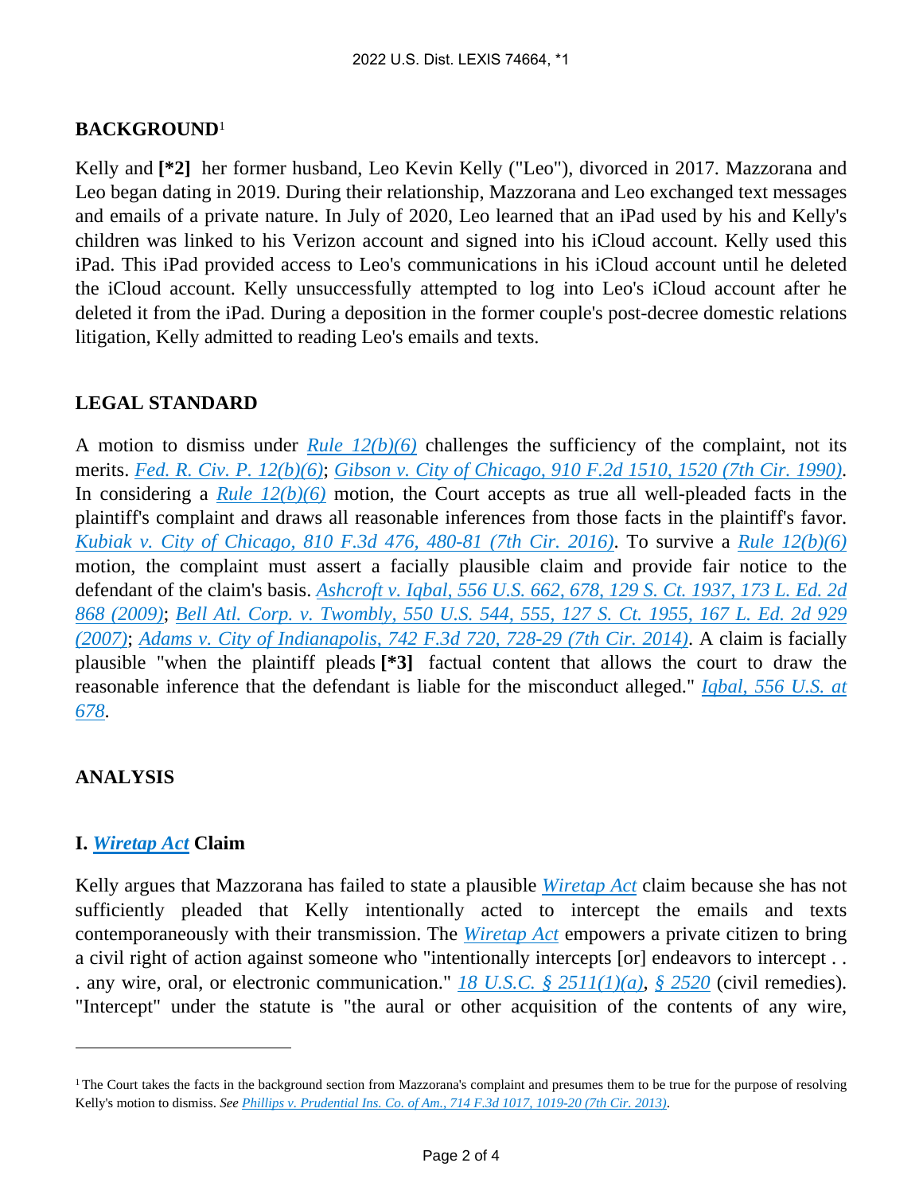## BACKGROUND[1]

Kelly and **[*2]** her former husband, Leo Kevin Kelly ("Leo"), divorced in 2017. Mazzorana and Leo began dating in 2019. During their relationship, Mazzorana and Leo exchanged text messages and emails of a private nature. In July of 2020, Leo learned that an iPad used by his and Kelly's children was linked to his Verizon account and signed into his iCloud account. Kelly used this iPad. This iPad provided access to Leo's communications in his iCloud account until he deleted the iCloud account. Kelly unsuccessfully attempted to log into Leo's iCloud account after he deleted it from the iPad. During a deposition in the former couple's post-decree domestic relations litigation, Kelly admitted to reading Leo's emails and texts.

## LEGAL STANDARD

A motion to dismiss under *Rule 12(b)(6)* challenges the sufficiency of the complaint, not its merits. *Fed. R. Civ. P. 12(b)(6)*; *Gibson v. City of Chicago, 910 F.2d 1510, 1520 (7th Cir. 1990)*. In considering a *Rule 12(b)(6)* motion, the Court accepts as true all well-pleaded facts in the plaintiff's complaint and draws all reasonable inferences from those facts in the plaintiff's favor. *Kubiak v. City of Chicago, 810 F.3d 476, 480-81 (7th Cir. 2016)*. To survive a *Rule 12(b)(6)* motion, the complaint must assert a facially plausible claim and provide fair notice to the defendant of the claim's basis. *Ashcroft v. Iqbal, 556 U.S. 662, 678, 129 S. Ct. 1937, 173 L. Ed. 2d 868 (2009)*; *Bell Atl. Corp. v. Twombly, 550 U.S. 544, 555, 127 S. Ct. 1955, 167 L. Ed. 2d 929 (2007)*; *Adams v. City of Indianapolis, 742 F.3d 720, 728-29 (7th Cir. 2014)*. A claim is facially plausible "when the plaintiff pleads **[*3]** factual content that allows the court to draw the reasonable inference that the defendant is liable for the misconduct alleged." *Iqbal, 556 U.S. at 678*.

## ANALYSIS

### I. *Wiretap Act* Claim

Kelly argues that Mazzorana has failed to state a plausible *Wiretap Act* claim because she has not sufficiently pleaded that Kelly intentionally acted to intercept the emails and texts contemporaneously with their transmission. The *Wiretap Act* empowers a private citizen to bring a civil right of action against someone who "intentionally intercepts [or] endeavors to intercept . . . any wire, oral, or electronic communication." *18 U.S.C. § 2511(1)(a)*, *§ 2520* (civil remedies). "Intercept" under the statute is "the aural or other acquisition of the contents of any wire,

---

[1] The Court takes the facts in the background section from Mazzorana's complaint and presumes them to be true for the purpose of resolving Kelly's motion to dismiss. *See Phillips v. Prudential Ins. Co. of Am., 714 F.3d 1017, 1019-20 (7th Cir. 2013)*.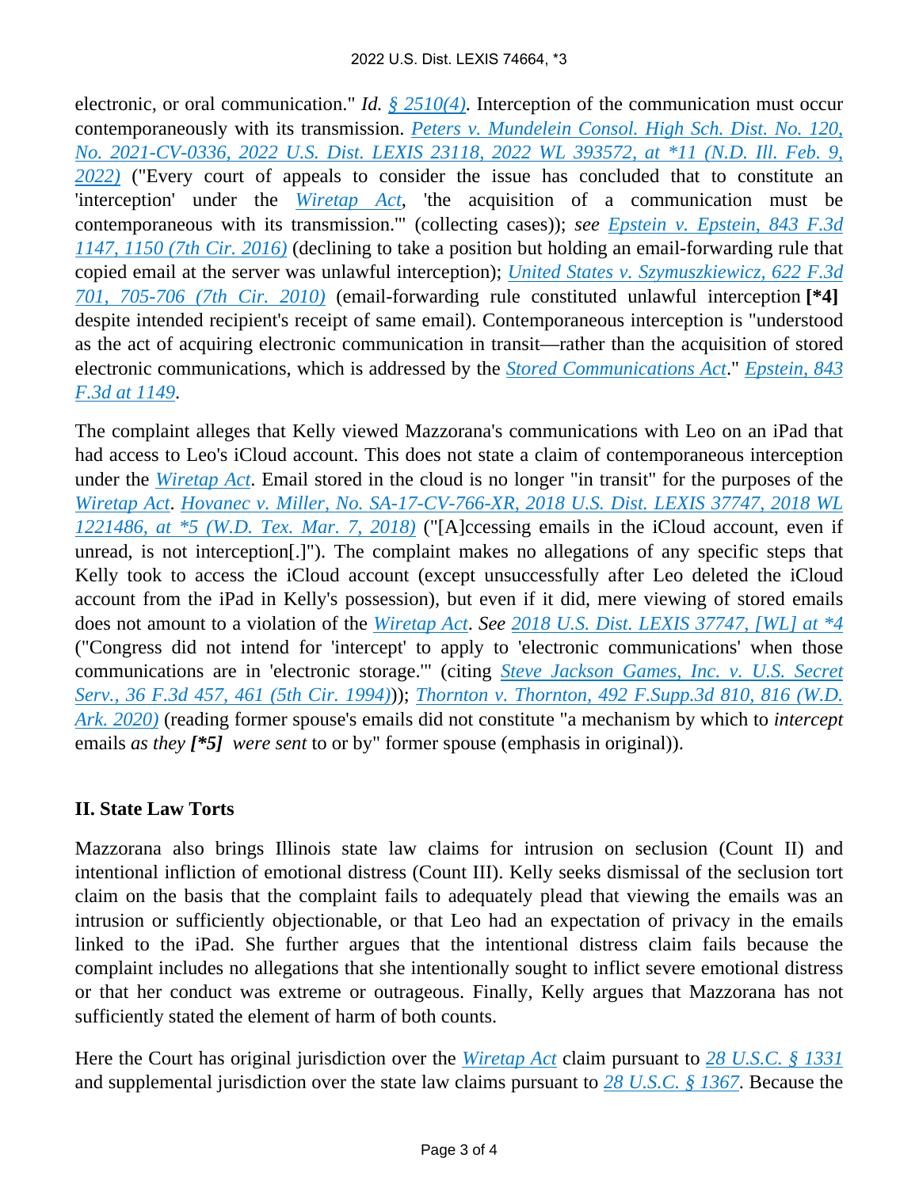electronic, or oral communication." *Id.* § 2510(4). Interception of the communication must occur contemporaneously with its transmission. Peters v. Mundelein Consol. High Sch. Dist. No. 120, No. 2021-CV-0336, 2022 U.S. Dist. LEXIS 23118, 2022 WL 393572, at *11 (N.D. Ill. Feb. 9, 2022) ("Every court of appeals to consider the issue has concluded that to constitute an 'interception' under the Wiretap Act, 'the acquisition of a communication must be contemporaneous with its transmission.'" (collecting cases)); *see* Epstein v. Epstein, 843 F.3d 1147, 1150 (7th Cir. 2016) (declining to take a position but holding an email-forwarding rule that copied email at the server was unlawful interception); United States v. Szymuszkiewicz, 622 F.3d 701, 705-706 (7th Cir. 2010) (email-forwarding rule constituted unlawful interception **[*4]** despite intended recipient's receipt of same email). Contemporaneous interception is "understood as the act of acquiring electronic communication in transit—rather than the acquisition of stored electronic communications, which is addressed by the Stored Communications Act." Epstein, 843 F.3d at 1149.

The complaint alleges that Kelly viewed Mazzorana's communications with Leo on an iPad that had access to Leo's iCloud account. This does not state a claim of contemporaneous interception under the Wiretap Act. Email stored in the cloud is no longer "in transit" for the purposes of the Wiretap Act. Hovanec v. Miller, No. SA-17-CV-766-XR, 2018 U.S. Dist. LEXIS 37747, 2018 WL 1221486, at *5 (W.D. Tex. Mar. 7, 2018) ("[A]ccessing emails in the iCloud account, even if unread, is not interception[.]"). The complaint makes no allegations of any specific steps that Kelly took to access the iCloud account (except unsuccessfully after Leo deleted the iCloud account from the iPad in Kelly's possession), but even if it did, mere viewing of stored emails does not amount to a violation of the Wiretap Act. *See* 2018 U.S. Dist. LEXIS 37747, [WL] at *4 ("Congress did not intend for 'intercept' to apply to 'electronic communications' when those communications are in 'electronic storage.'" (citing Steve Jackson Games, Inc. v. U.S. Secret Serv., 36 F.3d 457, 461 (5th Cir. 1994))); Thornton v. Thornton, 492 F.Supp.3d 810, 816 (W.D. Ark. 2020) (reading former spouse's emails did not constitute "a mechanism by which to *intercept* emails *as they* ***[*5]*** *were sent* to or by" former spouse (emphasis in original)).

## II. State Law Torts

Mazzorana also brings Illinois state law claims for intrusion on seclusion (Count II) and intentional infliction of emotional distress (Count III). Kelly seeks dismissal of the seclusion tort claim on the basis that the complaint fails to adequately plead that viewing the emails was an intrusion or sufficiently objectionable, or that Leo had an expectation of privacy in the emails linked to the iPad. She further argues that the intentional distress claim fails because the complaint includes no allegations that she intentionally sought to inflict severe emotional distress or that her conduct was extreme or outrageous. Finally, Kelly argues that Mazzorana has not sufficiently stated the element of harm of both counts.

Here the Court has original jurisdiction over the Wiretap Act claim pursuant to 28 U.S.C. § 1331 and supplemental jurisdiction over the state law claims pursuant to 28 U.S.C. § 1367. Because the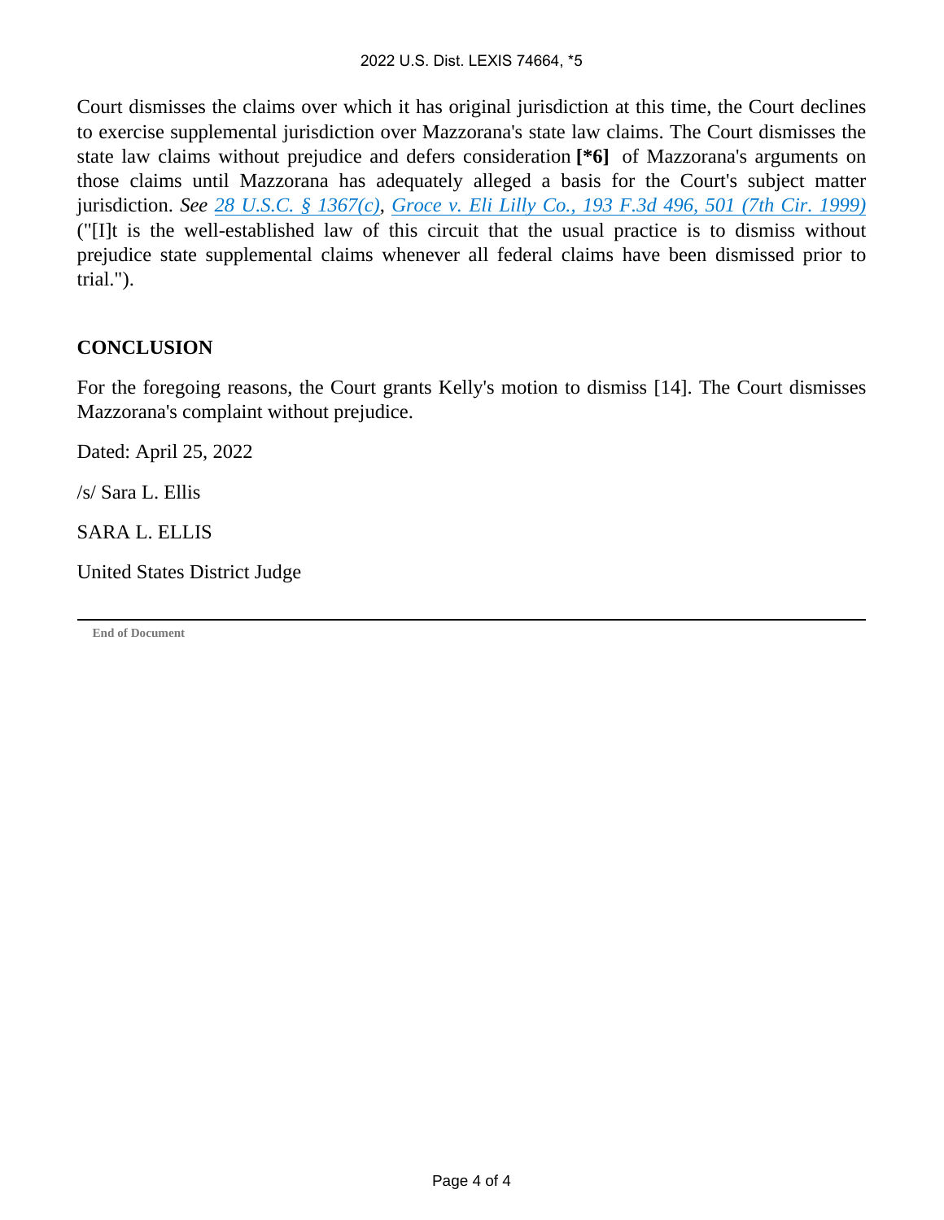Court dismisses the claims over which it has original jurisdiction at this time, the Court declines to exercise supplemental jurisdiction over Mazzorana's state law claims. The Court dismisses the state law claims without prejudice and defers consideration **[*6]** of Mazzorana's arguments on those claims until Mazzorana has adequately alleged a basis for the Court's subject matter jurisdiction. *See 28 U.S.C. § 1367(c)*, *Groce v. Eli Lilly Co., 193 F.3d 496, 501 (7th Cir. 1999)* ("[I]t is the well-established law of this circuit that the usual practice is to dismiss without prejudice state supplemental claims whenever all federal claims have been dismissed prior to trial.").

## CONCLUSION

For the foregoing reasons, the Court grants Kelly's motion to dismiss [14]. The Court dismisses Mazzorana's complaint without prejudice.

Dated: April 25, 2022

/s/ Sara L. Ellis

SARA L. ELLIS

United States District Judge

End of Document